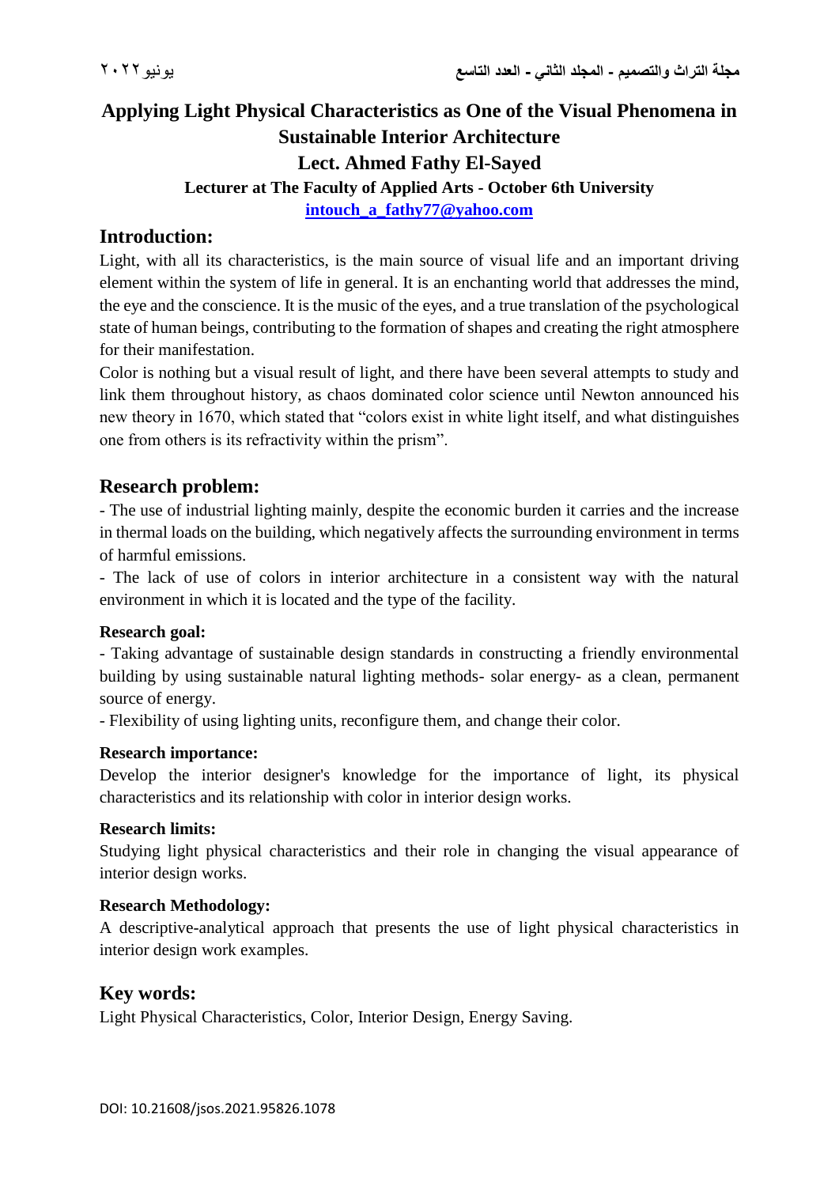# Applying Light Physical Characteristics as One of the Visual Phenomena in Sustainable Interior Architecture

**Lect. Ahmed Fathy El-Sayed**

**Lecturer at The Faculty of Applied Arts - October 6th University**

**intouch_a_fathy77@yahoo.com**

## Introduction:

Light, with all its characteristics, is the main source of visual life and an important driving element within the system of life in general. It is an enchanting world that addresses the mind, the eye and the conscience. It is the music of the eyes, and a true translation of the psychological state of human beings, contributing to the formation of shapes and creating the right atmosphere for their manifestation.

Color is nothing but a visual result of light, and there have been several attempts to study and link them throughout history, as chaos dominated color science until Newton announced his new theory in 1670, which stated that "colors exist in white light itself, and what distinguishes one from others is its refractivity within the prism".

## Research problem:

- The use of industrial lighting mainly, despite the economic burden it carries and the increase in thermal loads on the building, which negatively affects the surrounding environment in terms of harmful emissions.
- The lack of use of colors in interior architecture in a consistent way with the natural environment in which it is located and the type of the facility.

### Research goal:

- Taking advantage of sustainable design standards in constructing a friendly environmental building by using sustainable natural lighting methods- solar energy- as a clean, permanent source of energy.
- Flexibility of using lighting units, reconfigure them, and change their color.

### Research importance:

Develop the interior designer's knowledge for the importance of light, its physical characteristics and its relationship with color in interior design works.

### Research limits:

Studying light physical characteristics and their role in changing the visual appearance of interior design works.

### Research Methodology:

A descriptive-analytical approach that presents the use of light physical characteristics in interior design work examples.

## Key words:

Light Physical Characteristics, Color, Interior Design, Energy Saving.

DOI: 10.21608/jsos.2021.95826.1078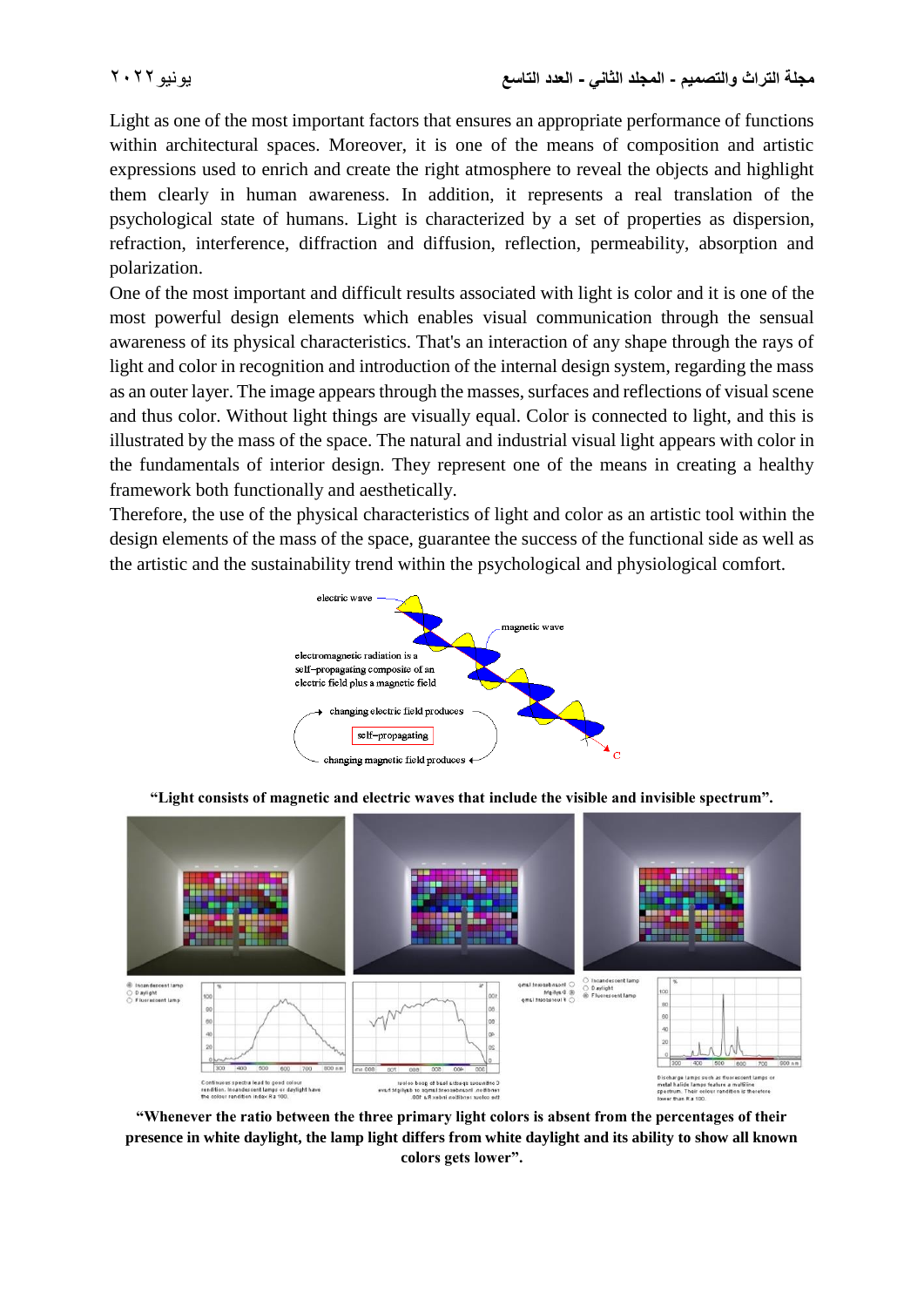Light as one of the most important factors that ensures an appropriate performance of functions within architectural spaces. Moreover, it is one of the means of composition and artistic expressions used to enrich and create the right atmosphere to reveal the objects and highlight them clearly in human awareness. In addition, it represents a real translation of the psychological state of humans. Light is characterized by a set of properties as dispersion, refraction, interference, diffraction and diffusion, reflection, permeability, absorption and polarization.

One of the most important and difficult results associated with light is color and it is one of the most powerful design elements which enables visual communication through the sensual awareness of its physical characteristics. That's an interaction of any shape through the rays of light and color in recognition and introduction of the internal design system, regarding the mass as an outer layer. The image appears through the masses, surfaces and reflections of visual scene and thus color. Without light things are visually equal. Color is connected to light, and this is illustrated by the mass of the space. The natural and industrial visual light appears with color in the fundamentals of interior design. They represent one of the means in creating a healthy framework both functionally and aesthetically.

Therefore, the use of the physical characteristics of light and color as an artistic tool within the design elements of the mass of the space, guarantee the success of the functional side as well as the artistic and the sustainability trend within the psychological and physiological comfort.

**"Light consists of magnetic and electric waves that include the visible and invisible spectrum".**

**"Whenever the ratio between the three primary light colors is absent from the percentages of their presence in white daylight, the lamp light differs from white daylight and its ability to show all known colors gets lower".**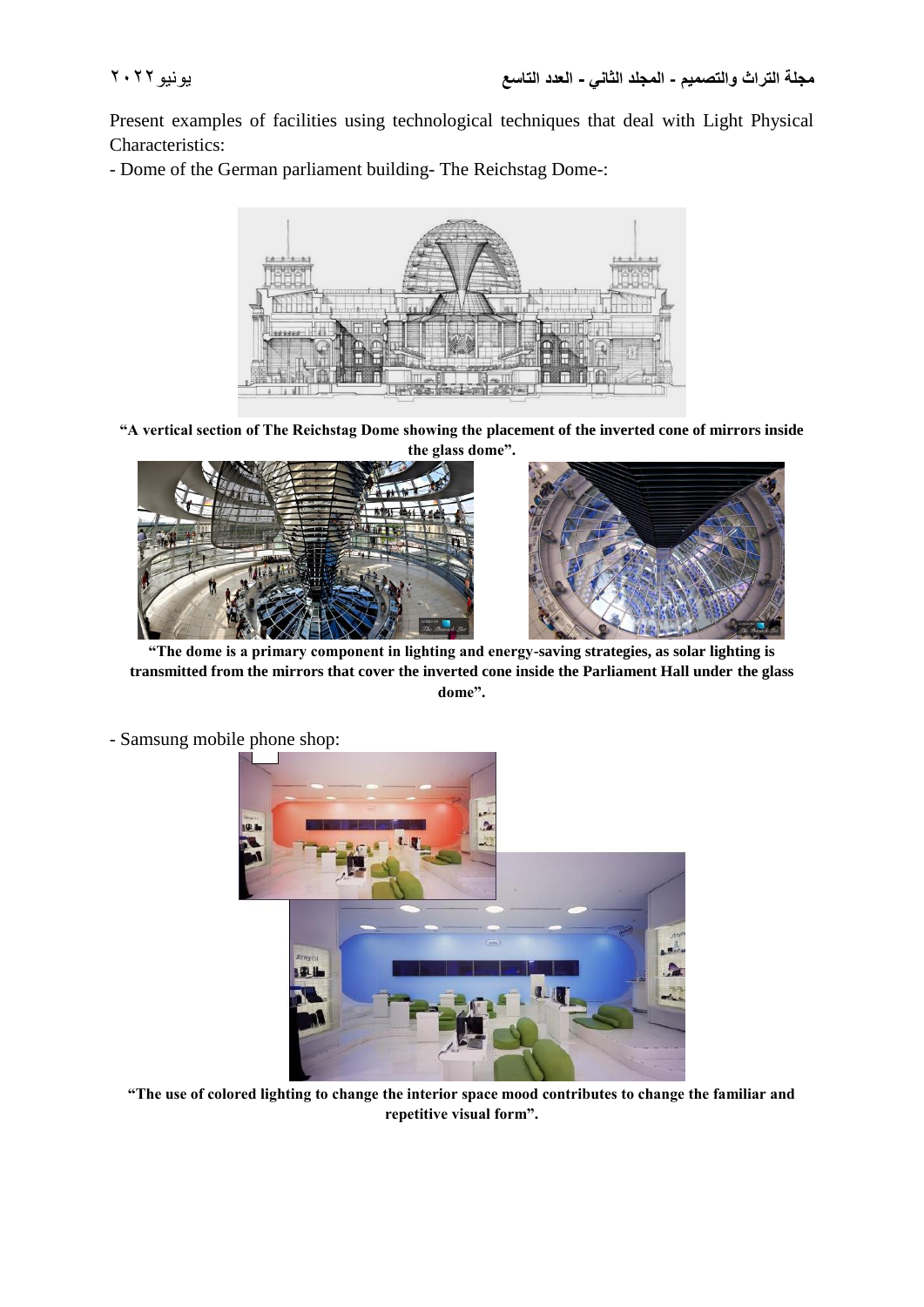Present examples of facilities using technological techniques that deal with Light Physical Characteristics:

- Dome of the German parliament building- The Reichstag Dome-:

**"A vertical section of The Reichstag Dome showing the placement of the inverted cone of mirrors inside the glass dome".**

**"The dome is a primary component in lighting and energy-saving strategies, as solar lighting is transmitted from the mirrors that cover the inverted cone inside the Parliament Hall under the glass dome".**

- Samsung mobile phone shop:

**"The use of colored lighting to change the interior space mood contributes to change the familiar and repetitive visual form".**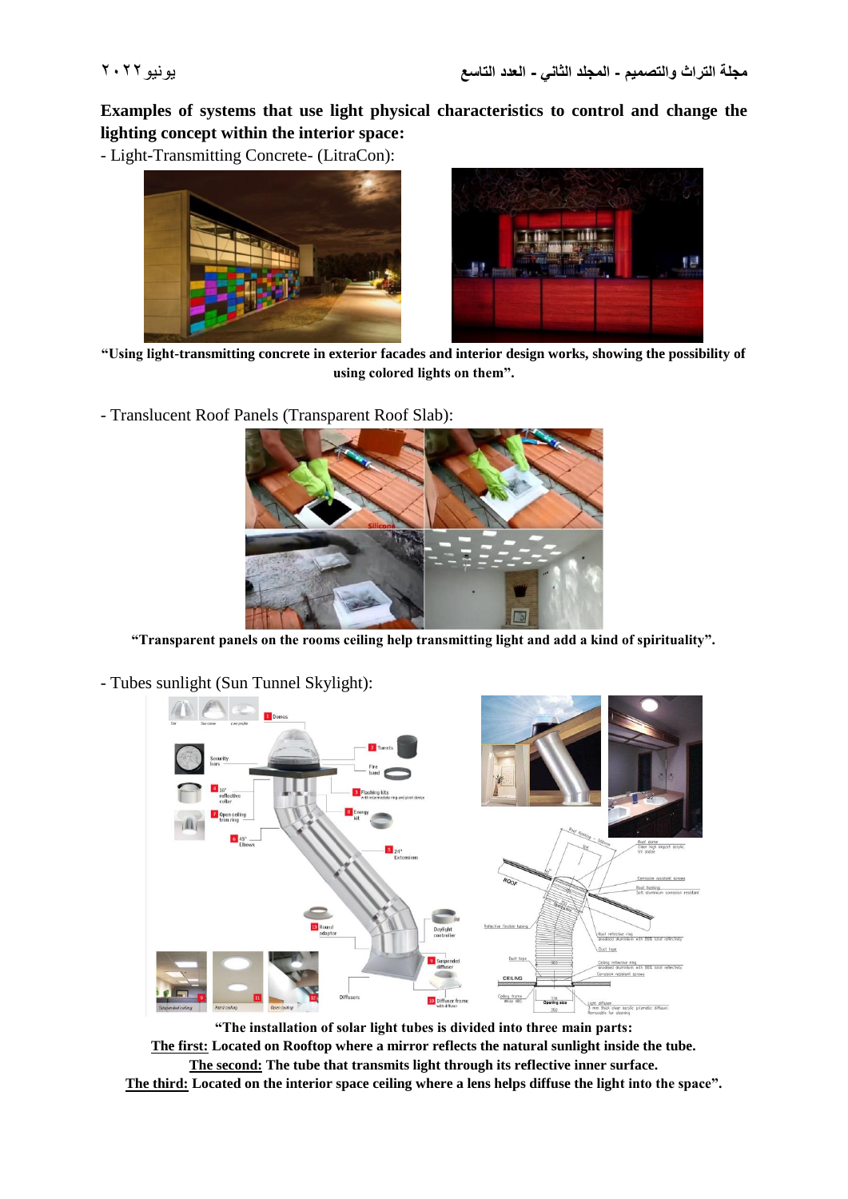**Examples of systems that use light physical characteristics to control and change the lighting concept within the interior space:**

- Light-Transmitting Concrete- (LitraCon):

**"Using light-transmitting concrete in exterior facades and interior design works, showing the possibility of using colored lights on them".**

- Translucent Roof Panels (Transparent Roof Slab):

**"Transparent panels on the rooms ceiling help transmitting light and add a kind of spirituality".**

- Tubes sunlight (Sun Tunnel Skylight):

**"The installation of solar light tubes is divided into three main parts:**
**<u>The first:</u> Located on Rooftop where a mirror reflects the natural sunlight inside the tube.**
**<u>The second:</u> The tube that transmits light through its reflective inner surface.**
**<u>The third:</u> Located on the interior space ceiling where a lens helps diffuse the light into the space".**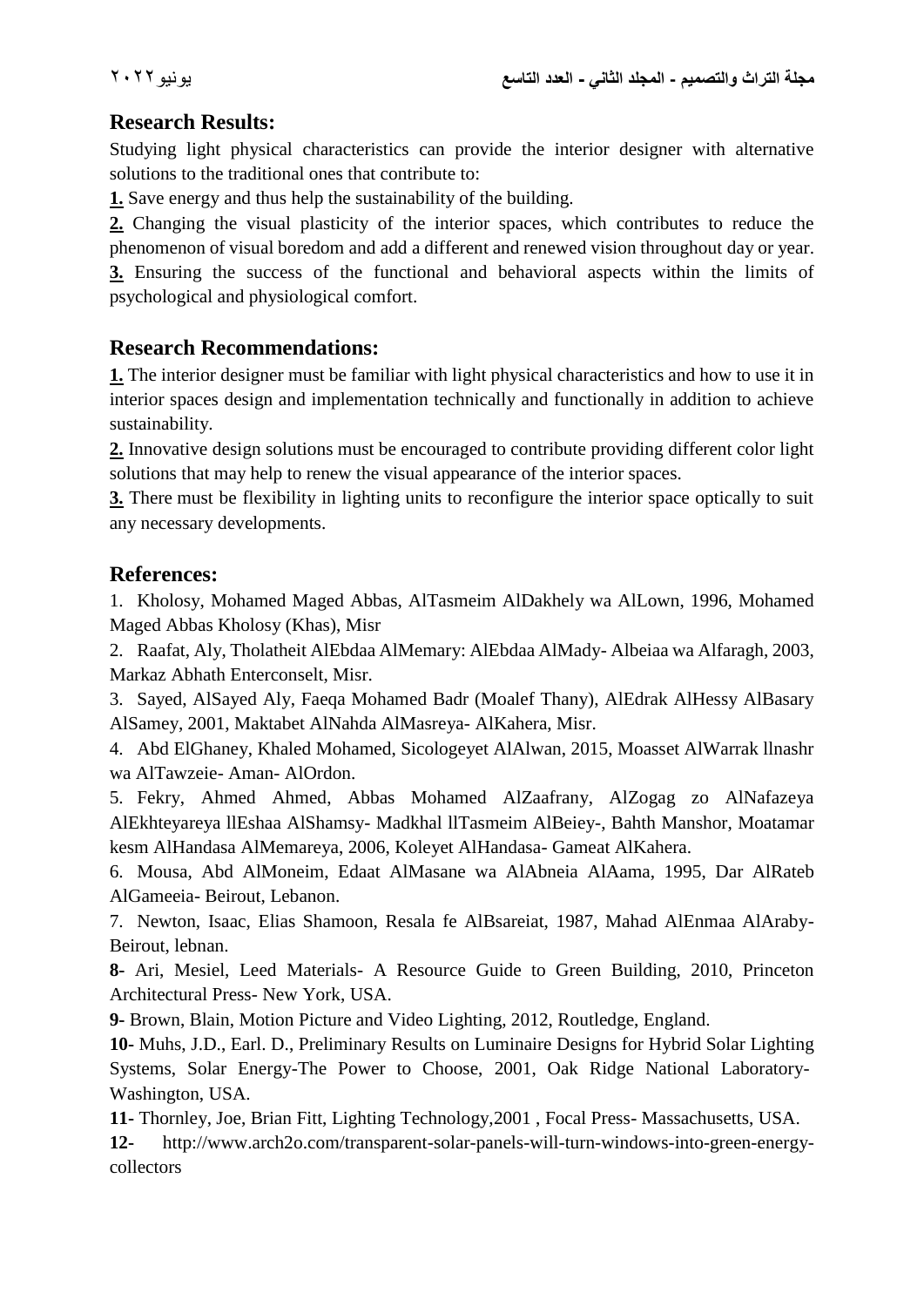## Research Results:

Studying light physical characteristics can provide the interior designer with alternative solutions to the traditional ones that contribute to:

**1.** Save energy and thus help the sustainability of the building.

**2.** Changing the visual plasticity of the interior spaces, which contributes to reduce the phenomenon of visual boredom and add a different and renewed vision throughout day or year.

**3.** Ensuring the success of the functional and behavioral aspects within the limits of psychological and physiological comfort.

## Research Recommendations:

**1.** The interior designer must be familiar with light physical characteristics and how to use it in interior spaces design and implementation technically and functionally in addition to achieve sustainability.

**2.** Innovative design solutions must be encouraged to contribute providing different color light solutions that may help to renew the visual appearance of the interior spaces.

**3.** There must be flexibility in lighting units to reconfigure the interior space optically to suit any necessary developments.

## References:

1. Kholosy, Mohamed Maged Abbas, AlTasmeim AlDakhely wa AlLown, 1996, Mohamed Maged Abbas Kholosy (Khas), Misr

2. Raafat, Aly, Tholatheit AlEbdaa AlMemary: AlEbdaa AlMady- Albeiaa wa Alfaragh, 2003, Markaz Abhath Enterconselt, Misr.

3. Sayed, AlSayed Aly, Faeqa Mohamed Badr (Moalef Thany), AlEdrak AlHessy AlBasary AlSamey, 2001, Maktabet AlNahda AlMasreya- AlKahera, Misr.

4. Abd ElGhaney, Khaled Mohamed, Sicologeyet AlAlwan, 2015, Moasset AlWarrak llnashr wa AlTawzeie- Aman- AlOrdon.

5. Fekry, Ahmed Ahmed, Abbas Mohamed AlZaafrany, AlZogag zo AlNafazeya AlEkhteyareya llEshaa AlShamsy- Madkhal llTasmeim AlBeiey-, Bahth Manshor, Moatamar kesm AlHandasa AlMemareya, 2006, Koleyet AlHandasa- Gameat AlKahera.

6. Mousa, Abd AlMoneim, Edaat AlMasane wa AlAbneia AlAama, 1995, Dar AlRateb AlGameeia- Beirout, Lebanon.

7. Newton, Isaac, Elias Shamoon, Resala fe AlBsareiat, 1987, Mahad AlEnmaa AlAraby- Beirout, lebnan.

**8-** Ari, Mesiel, Leed Materials- A Resource Guide to Green Building, 2010, Princeton Architectural Press- New York, USA.

**9-** Brown, Blain, Motion Picture and Video Lighting, 2012, Routledge, England.

**10-** Muhs, J.D., Earl. D., Preliminary Results on Luminaire Designs for Hybrid Solar Lighting Systems, Solar Energy-The Power to Choose, 2001, Oak Ridge National Laboratory- Washington, USA.

**11-** Thornley, Joe, Brian Fitt, Lighting Technology,2001 , Focal Press- Massachusetts, USA.

**12-** http://www.arch2o.com/transparent-solar-panels-will-turn-windows-into-green-energy-collectors